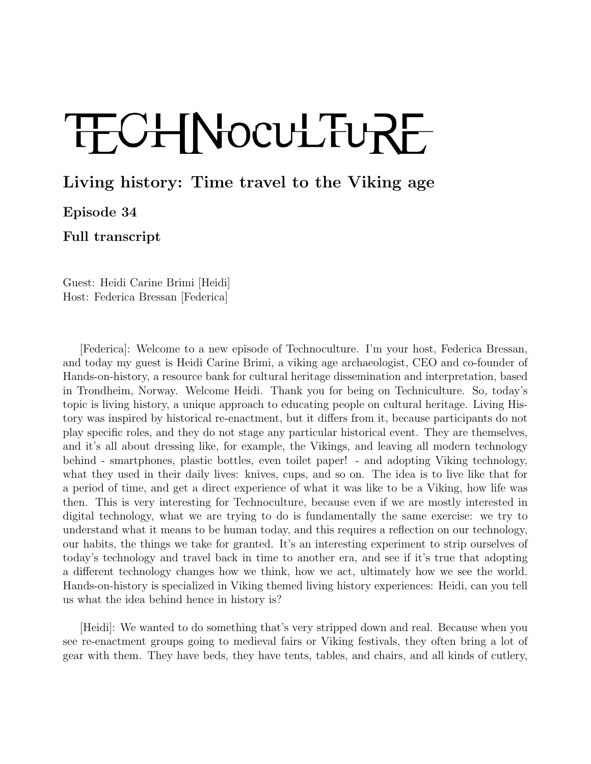# TECHNOCULTURE

## Living history: Time travel to the Viking age

### Episode 34

### Full transcript

Guest: Heidi Carine Brimi [Heidi]
Host: Federica Bressan [Federica]

[Federica]: Welcome to a new episode of Technoculture. I'm your host, Federica Bressan, and today my guest is Heidi Carine Brimi, a viking age archaeologist, CEO and co-founder of Hands-on-history, a resource bank for cultural heritage dissemination and interpretation, based in Trondheim, Norway. Welcome Heidi. Thank you for being on Techniculture. So, today's topic is living history, a unique approach to educating people on cultural heritage. Living History was inspired by historical re-enactment, but it differs from it, because participants do not play specific roles, and they do not stage any particular historical event. They are themselves, and it's all about dressing like, for example, the Vikings, and leaving all modern technology behind - smartphones, plastic bottles, even toilet paper! - and adopting Viking technology, what they used in their daily lives: knives, cups, and so on. The idea is to live like that for a period of time, and get a direct experience of what it was like to be a Viking, how life was then. This is very interesting for Technoculture, because even if we are mostly interested in digital technology, what we are trying to do is fundamentally the same exercise: we try to understand what it means to be human today, and this requires a reflection on our technology, our habits, the things we take for granted. It's an interesting experiment to strip ourselves of today's technology and travel back in time to another era, and see if it's true that adopting a different technology changes how we think, how we act, ultimately how we see the world. Hands-on-history is specialized in Viking themed living history experiences: Heidi, can you tell us what the idea behind hence in history is?

[Heidi]: We wanted to do something that's very stripped down and real. Because when you see re-enactment groups going to medieval fairs or Viking festivals, they often bring a lot of gear with them. They have beds, they have tents, tables, and chairs, and all kinds of cutlery,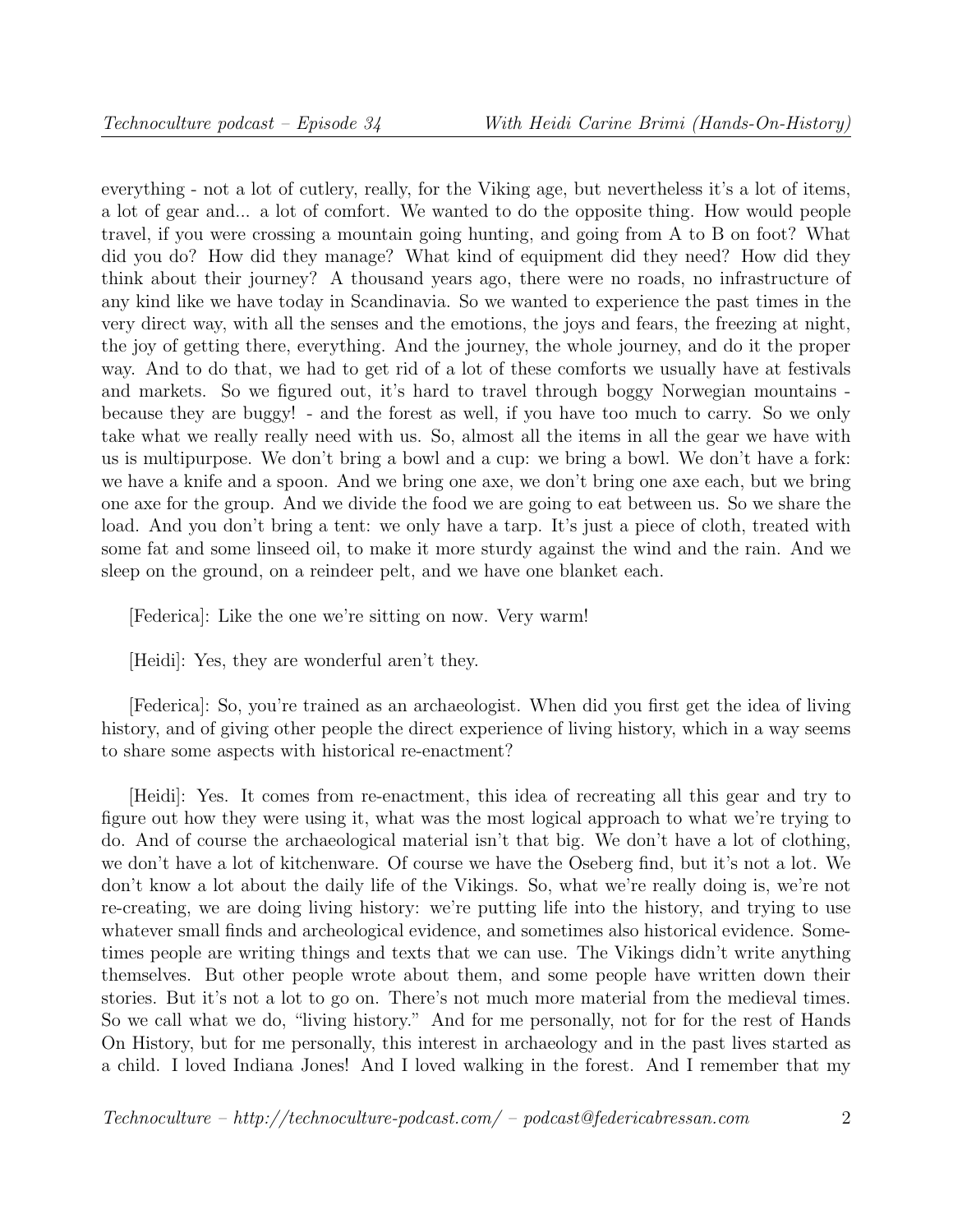everything - not a lot of cutlery, really, for the Viking age, but nevertheless it's a lot of items, a lot of gear and... a lot of comfort. We wanted to do the opposite thing. How would people travel, if you were crossing a mountain going hunting, and going from A to B on foot? What did you do? How did they manage? What kind of equipment did they need? How did they think about their journey? A thousand years ago, there were no roads, no infrastructure of any kind like we have today in Scandinavia. So we wanted to experience the past times in the very direct way, with all the senses and the emotions, the joys and fears, the freezing at night, the joy of getting there, everything. And the journey, the whole journey, and do it the proper way. And to do that, we had to get rid of a lot of these comforts we usually have at festivals and markets. So we figured out, it's hard to travel through boggy Norwegian mountains - because they are buggy! - and the forest as well, if you have too much to carry. So we only take what we really really need with us. So, almost all the items in all the gear we have with us is multipurpose. We don't bring a bowl and a cup: we bring a bowl. We don't have a fork: we have a knife and a spoon. And we bring one axe, we don't bring one axe each, but we bring one axe for the group. And we divide the food we are going to eat between us. So we share the load. And you don't bring a tent: we only have a tarp. It's just a piece of cloth, treated with some fat and some linseed oil, to make it more sturdy against the wind and the rain. And we sleep on the ground, on a reindeer pelt, and we have one blanket each.

[Federica]: Like the one we're sitting on now. Very warm!

[Heidi]: Yes, they are wonderful aren't they.

[Federica]: So, you're trained as an archaeologist. When did you first get the idea of living history, and of giving other people the direct experience of living history, which in a way seems to share some aspects with historical re-enactment?

[Heidi]: Yes. It comes from re-enactment, this idea of recreating all this gear and try to figure out how they were using it, what was the most logical approach to what we're trying to do. And of course the archaeological material isn't that big. We don't have a lot of clothing, we don't have a lot of kitchenware. Of course we have the Oseberg find, but it's not a lot. We don't know a lot about the daily life of the Vikings. So, what we're really doing is, we're not re-creating, we are doing living history: we're putting life into the history, and trying to use whatever small finds and archeological evidence, and sometimes also historical evidence. Sometimes people are writing things and texts that we can use. The Vikings didn't write anything themselves. But other people wrote about them, and some people have written down their stories. But it's not a lot to go on. There's not much more material from the medieval times. So we call what we do, "living history." And for me personally, not for for the rest of Hands On History, but for me personally, this interest in archaeology and in the past lives started as a child. I loved Indiana Jones! And I loved walking in the forest. And I remember that my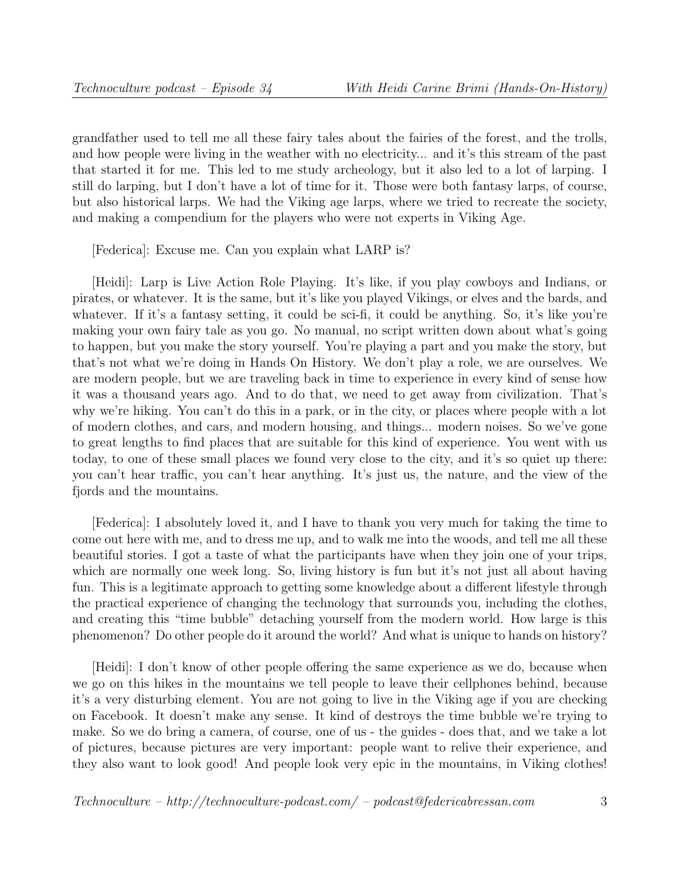grandfather used to tell me all these fairy tales about the fairies of the forest, and the trolls, and how people were living in the weather with no electricity... and it's this stream of the past that started it for me. This led to me study archeology, but it also led to a lot of larping. I still do larping, but I don't have a lot of time for it. Those were both fantasy larps, of course, but also historical larps. We had the Viking age larps, where we tried to recreate the society, and making a compendium for the players who were not experts in Viking Age.

[Federica]: Excuse me. Can you explain what LARP is?

[Heidi]: Larp is Live Action Role Playing. It's like, if you play cowboys and Indians, or pirates, or whatever. It is the same, but it's like you played Vikings, or elves and the bards, and whatever. If it's a fantasy setting, it could be sci-fi, it could be anything. So, it's like you're making your own fairy tale as you go. No manual, no script written down about what's going to happen, but you make the story yourself. You're playing a part and you make the story, but that's not what we're doing in Hands On History. We don't play a role, we are ourselves. We are modern people, but we are traveling back in time to experience in every kind of sense how it was a thousand years ago. And to do that, we need to get away from civilization. That's why we're hiking. You can't do this in a park, or in the city, or places where people with a lot of modern clothes, and cars, and modern housing, and things... modern noises. So we've gone to great lengths to find places that are suitable for this kind of experience. You went with us today, to one of these small places we found very close to the city, and it's so quiet up there: you can't hear traffic, you can't hear anything. It's just us, the nature, and the view of the fjords and the mountains.

[Federica]: I absolutely loved it, and I have to thank you very much for taking the time to come out here with me, and to dress me up, and to walk me into the woods, and tell me all these beautiful stories. I got a taste of what the participants have when they join one of your trips, which are normally one week long. So, living history is fun but it's not just all about having fun. This is a legitimate approach to getting some knowledge about a different lifestyle through the practical experience of changing the technology that surrounds you, including the clothes, and creating this "time bubble" detaching yourself from the modern world. How large is this phenomenon? Do other people do it around the world? And what is unique to hands on history?

[Heidi]: I don't know of other people offering the same experience as we do, because when we go on this hikes in the mountains we tell people to leave their cellphones behind, because it's a very disturbing element. You are not going to live in the Viking age if you are checking on Facebook. It doesn't make any sense. It kind of destroys the time bubble we're trying to make. So we do bring a camera, of course, one of us - the guides - does that, and we take a lot of pictures, because pictures are very important: people want to relive their experience, and they also want to look good! And people look very epic in the mountains, in Viking clothes!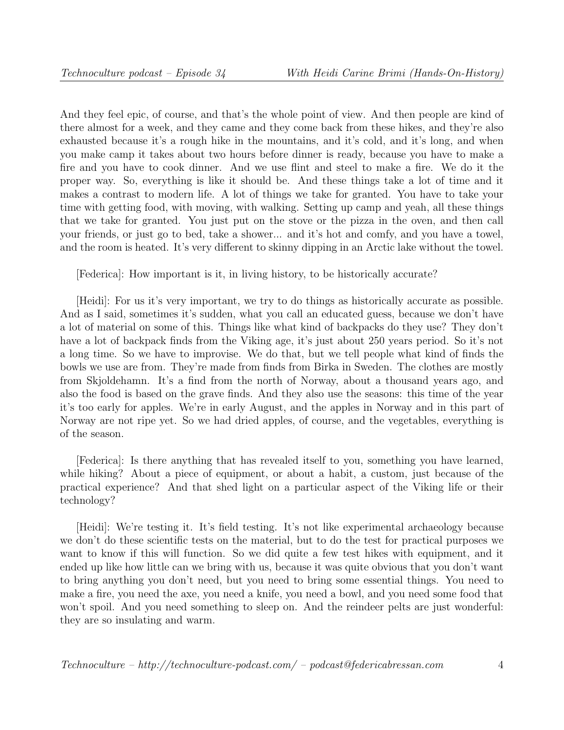And they feel epic, of course, and that's the whole point of view. And then people are kind of there almost for a week, and they came and they come back from these hikes, and they're also exhausted because it's a rough hike in the mountains, and it's cold, and it's long, and when you make camp it takes about two hours before dinner is ready, because you have to make a fire and you have to cook dinner. And we use flint and steel to make a fire. We do it the proper way. So, everything is like it should be. And these things take a lot of time and it makes a contrast to modern life. A lot of things we take for granted. You have to take your time with getting food, with moving, with walking. Setting up camp and yeah, all these things that we take for granted. You just put on the stove or the pizza in the oven, and then call your friends, or just go to bed, take a shower... and it's hot and comfy, and you have a towel, and the room is heated. It's very different to skinny dipping in an Arctic lake without the towel.

[Federica]: How important is it, in living history, to be historically accurate?

[Heidi]: For us it's very important, we try to do things as historically accurate as possible. And as I said, sometimes it's sudden, what you call an educated guess, because we don't have a lot of material on some of this. Things like what kind of backpacks do they use? They don't have a lot of backpack finds from the Viking age, it's just about 250 years period. So it's not a long time. So we have to improvise. We do that, but we tell people what kind of finds the bowls we use are from. They're made from finds from Birka in Sweden. The clothes are mostly from Skjoldehamn. It's a find from the north of Norway, about a thousand years ago, and also the food is based on the grave finds. And they also use the seasons: this time of the year it's too early for apples. We're in early August, and the apples in Norway and in this part of Norway are not ripe yet. So we had dried apples, of course, and the vegetables, everything is of the season.

[Federica]: Is there anything that has revealed itself to you, something you have learned, while hiking? About a piece of equipment, or about a habit, a custom, just because of the practical experience? And that shed light on a particular aspect of the Viking life or their technology?

[Heidi]: We're testing it. It's field testing. It's not like experimental archaeology because we don't do these scientific tests on the material, but to do the test for practical purposes we want to know if this will function. So we did quite a few test hikes with equipment, and it ended up like how little can we bring with us, because it was quite obvious that you don't want to bring anything you don't need, but you need to bring some essential things. You need to make a fire, you need the axe, you need a knife, you need a bowl, and you need some food that won't spoil. And you need something to sleep on. And the reindeer pelts are just wonderful: they are so insulating and warm.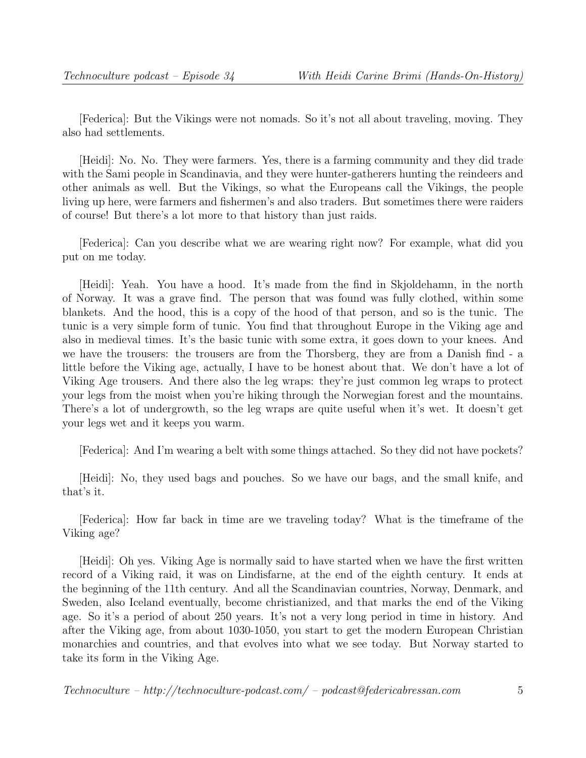[Federica]: But the Vikings were not nomads. So it's not all about traveling, moving. They also had settlements.

[Heidi]: No. No. They were farmers. Yes, there is a farming community and they did trade with the Sami people in Scandinavia, and they were hunter-gatherers hunting the reindeers and other animals as well. But the Vikings, so what the Europeans call the Vikings, the people living up here, were farmers and fishermen's and also traders. But sometimes there were raiders of course! But there's a lot more to that history than just raids.

[Federica]: Can you describe what we are wearing right now? For example, what did you put on me today.

[Heidi]: Yeah. You have a hood. It's made from the find in Skjoldehamn, in the north of Norway. It was a grave find. The person that was found was fully clothed, within some blankets. And the hood, this is a copy of the hood of that person, and so is the tunic. The tunic is a very simple form of tunic. You find that throughout Europe in the Viking age and also in medieval times. It's the basic tunic with some extra, it goes down to your knees. And we have the trousers: the trousers are from the Thorsberg, they are from a Danish find - a little before the Viking age, actually, I have to be honest about that. We don't have a lot of Viking Age trousers. And there also the leg wraps: they're just common leg wraps to protect your legs from the moist when you're hiking through the Norwegian forest and the mountains. There's a lot of undergrowth, so the leg wraps are quite useful when it's wet. It doesn't get your legs wet and it keeps you warm.

[Federica]: And I'm wearing a belt with some things attached. So they did not have pockets?

[Heidi]: No, they used bags and pouches. So we have our bags, and the small knife, and that's it.

[Federica]: How far back in time are we traveling today? What is the timeframe of the Viking age?

[Heidi]: Oh yes. Viking Age is normally said to have started when we have the first written record of a Viking raid, it was on Lindisfarne, at the end of the eighth century. It ends at the beginning of the 11th century. And all the Scandinavian countries, Norway, Denmark, and Sweden, also Iceland eventually, become christianized, and that marks the end of the Viking age. So it's a period of about 250 years. It's not a very long period in time in history. And after the Viking age, from about 1030-1050, you start to get the modern European Christian monarchies and countries, and that evolves into what we see today. But Norway started to take its form in the Viking Age.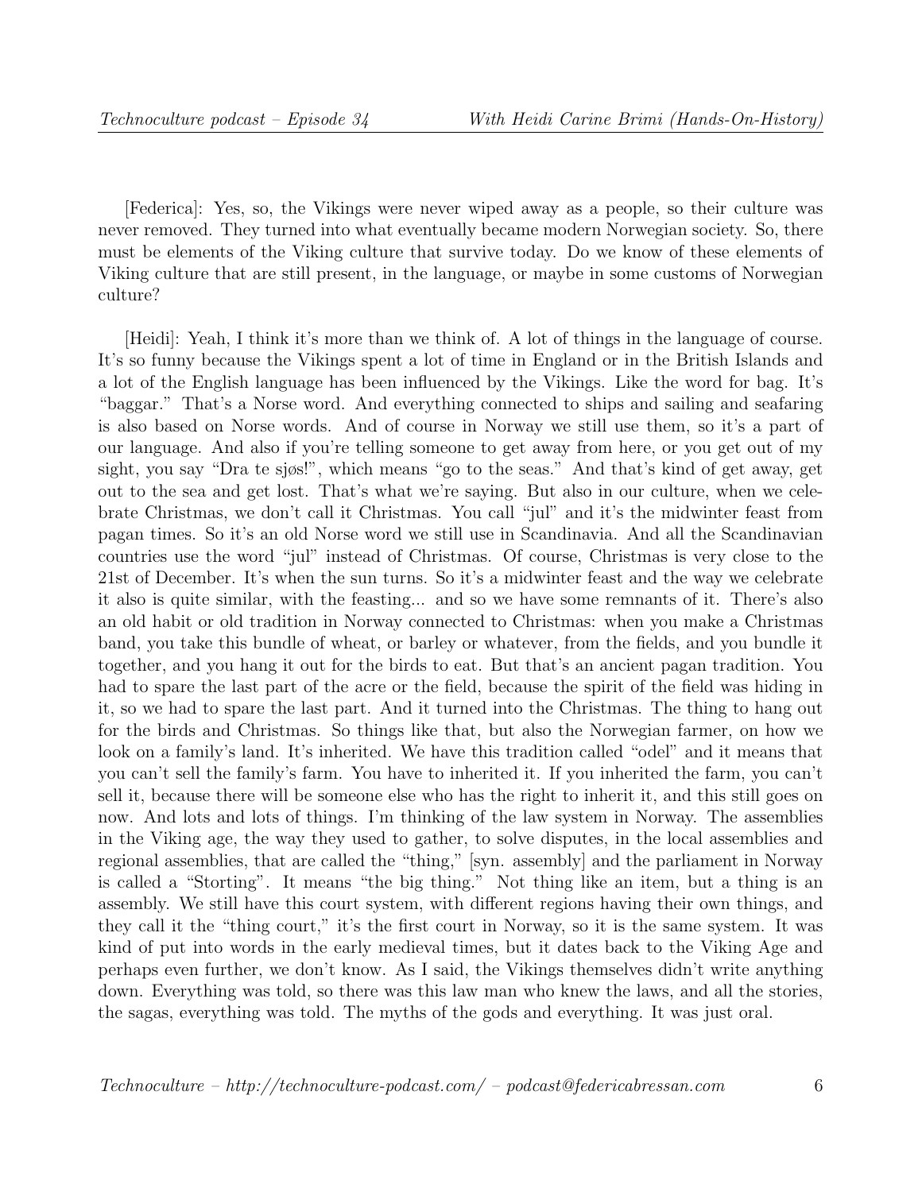[Federica]: Yes, so, the Vikings were never wiped away as a people, so their culture was never removed. They turned into what eventually became modern Norwegian society. So, there must be elements of the Viking culture that survive today. Do we know of these elements of Viking culture that are still present, in the language, or maybe in some customs of Norwegian culture?

[Heidi]: Yeah, I think it's more than we think of. A lot of things in the language of course. It's so funny because the Vikings spent a lot of time in England or in the British Islands and a lot of the English language has been influenced by the Vikings. Like the word for bag. It's "baggar." That's a Norse word. And everything connected to ships and sailing and seafaring is also based on Norse words. And of course in Norway we still use them, so it's a part of our language. And also if you're telling someone to get away from here, or you get out of my sight, you say "Dra te sjøs!", which means "go to the seas." And that's kind of get away, get out to the sea and get lost. That's what we're saying. But also in our culture, when we celebrate Christmas, we don't call it Christmas. You call "jul" and it's the midwinter feast from pagan times. So it's an old Norse word we still use in Scandinavia. And all the Scandinavian countries use the word "jul" instead of Christmas. Of course, Christmas is very close to the 21st of December. It's when the sun turns. So it's a midwinter feast and the way we celebrate it also is quite similar, with the feasting... and so we have some remnants of it. There's also an old habit or old tradition in Norway connected to Christmas: when you make a Christmas band, you take this bundle of wheat, or barley or whatever, from the fields, and you bundle it together, and you hang it out for the birds to eat. But that's an ancient pagan tradition. You had to spare the last part of the acre or the field, because the spirit of the field was hiding in it, so we had to spare the last part. And it turned into the Christmas. The thing to hang out for the birds and Christmas. So things like that, but also the Norwegian farmer, on how we look on a family's land. It's inherited. We have this tradition called "odel" and it means that you can't sell the family's farm. You have to inherited it. If you inherited the farm, you can't sell it, because there will be someone else who has the right to inherit it, and this still goes on now. And lots and lots of things. I'm thinking of the law system in Norway. The assemblies in the Viking age, the way they used to gather, to solve disputes, in the local assemblies and regional assemblies, that are called the "thing," [syn. assembly] and the parliament in Norway is called a "Storting". It means "the big thing." Not thing like an item, but a thing is an assembly. We still have this court system, with different regions having their own things, and they call it the "thing court," it's the first court in Norway, so it is the same system. It was kind of put into words in the early medieval times, but it dates back to the Viking Age and perhaps even further, we don't know. As I said, the Vikings themselves didn't write anything down. Everything was told, so there was this law man who knew the laws, and all the stories, the sagas, everything was told. The myths of the gods and everything. It was just oral.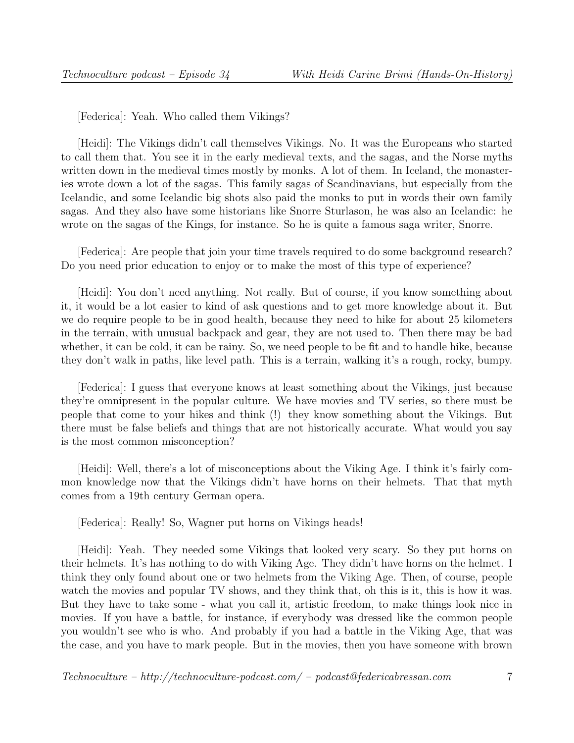[Federica]: Yeah. Who called them Vikings?

[Heidi]: The Vikings didn't call themselves Vikings. No. It was the Europeans who started to call them that. You see it in the early medieval texts, and the sagas, and the Norse myths written down in the medieval times mostly by monks. A lot of them. In Iceland, the monasteries wrote down a lot of the sagas. This family sagas of Scandinavians, but especially from the Icelandic, and some Icelandic big shots also paid the monks to put in words their own family sagas. And they also have some historians like Snorre Sturlason, he was also an Icelandic: he wrote on the sagas of the Kings, for instance. So he is quite a famous saga writer, Snorre.

[Federica]: Are people that join your time travels required to do some background research? Do you need prior education to enjoy or to make the most of this type of experience?

[Heidi]: You don't need anything. Not really. But of course, if you know something about it, it would be a lot easier to kind of ask questions and to get more knowledge about it. But we do require people to be in good health, because they need to hike for about 25 kilometers in the terrain, with unusual backpack and gear, they are not used to. Then there may be bad whether, it can be cold, it can be rainy. So, we need people to be fit and to handle hike, because they don't walk in paths, like level path. This is a terrain, walking it's a rough, rocky, bumpy.

[Federica]: I guess that everyone knows at least something about the Vikings, just because they're omnipresent in the popular culture. We have movies and TV series, so there must be people that come to your hikes and think (!) they know something about the Vikings. But there must be false beliefs and things that are not historically accurate. What would you say is the most common misconception?

[Heidi]: Well, there's a lot of misconceptions about the Viking Age. I think it's fairly common knowledge now that the Vikings didn't have horns on their helmets. That that myth comes from a 19th century German opera.

[Federica]: Really! So, Wagner put horns on Vikings heads!

[Heidi]: Yeah. They needed some Vikings that looked very scary. So they put horns on their helmets. It's has nothing to do with Viking Age. They didn't have horns on the helmet. I think they only found about one or two helmets from the Viking Age. Then, of course, people watch the movies and popular TV shows, and they think that, oh this is it, this is how it was. But they have to take some - what you call it, artistic freedom, to make things look nice in movies. If you have a battle, for instance, if everybody was dressed like the common people you wouldn't see who is who. And probably if you had a battle in the Viking Age, that was the case, and you have to mark people. But in the movies, then you have someone with brown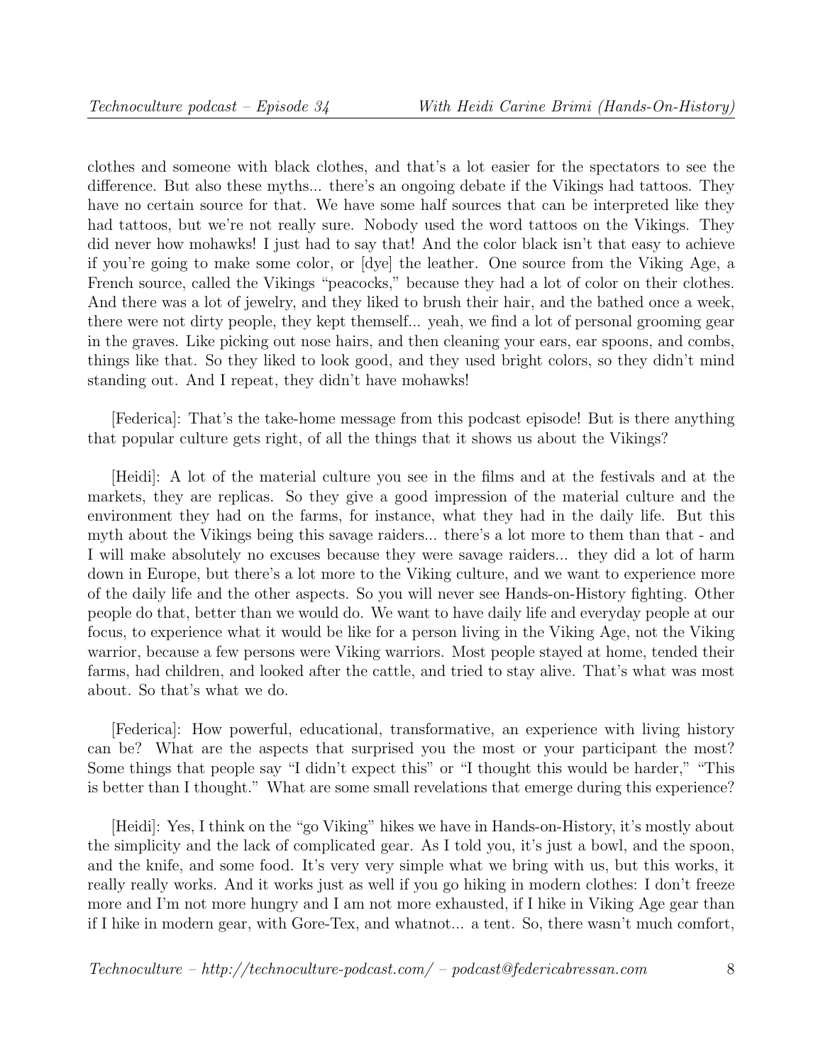clothes and someone with black clothes, and that's a lot easier for the spectators to see the difference. But also these myths... there's an ongoing debate if the Vikings had tattoos. They have no certain source for that. We have some half sources that can be interpreted like they had tattoos, but we're not really sure. Nobody used the word tattoos on the Vikings. They did never how mohawks! I just had to say that! And the color black isn't that easy to achieve if you're going to make some color, or [dye] the leather. One source from the Viking Age, a French source, called the Vikings "peacocks," because they had a lot of color on their clothes. And there was a lot of jewelry, and they liked to brush their hair, and the bathed once a week, there were not dirty people, they kept themself... yeah, we find a lot of personal grooming gear in the graves. Like picking out nose hairs, and then cleaning your ears, ear spoons, and combs, things like that. So they liked to look good, and they used bright colors, so they didn't mind standing out. And I repeat, they didn't have mohawks!

[Federica]: That's the take-home message from this podcast episode! But is there anything that popular culture gets right, of all the things that it shows us about the Vikings?

[Heidi]: A lot of the material culture you see in the films and at the festivals and at the markets, they are replicas. So they give a good impression of the material culture and the environment they had on the farms, for instance, what they had in the daily life. But this myth about the Vikings being this savage raiders... there's a lot more to them than that - and I will make absolutely no excuses because they were savage raiders... they did a lot of harm down in Europe, but there's a lot more to the Viking culture, and we want to experience more of the daily life and the other aspects. So you will never see Hands-on-History fighting. Other people do that, better than we would do. We want to have daily life and everyday people at our focus, to experience what it would be like for a person living in the Viking Age, not the Viking warrior, because a few persons were Viking warriors. Most people stayed at home, tended their farms, had children, and looked after the cattle, and tried to stay alive. That's what was most about. So that's what we do.

[Federica]: How powerful, educational, transformative, an experience with living history can be? What are the aspects that surprised you the most or your participant the most? Some things that people say "I didn't expect this" or "I thought this would be harder," "This is better than I thought." What are some small revelations that emerge during this experience?

[Heidi]: Yes, I think on the "go Viking" hikes we have in Hands-on-History, it's mostly about the simplicity and the lack of complicated gear. As I told you, it's just a bowl, and the spoon, and the knife, and some food. It's very very simple what we bring with us, but this works, it really really works. And it works just as well if you go hiking in modern clothes: I don't freeze more and I'm not more hungry and I am not more exhausted, if I hike in Viking Age gear than if I hike in modern gear, with Gore-Tex, and whatnot... a tent. So, there wasn't much comfort,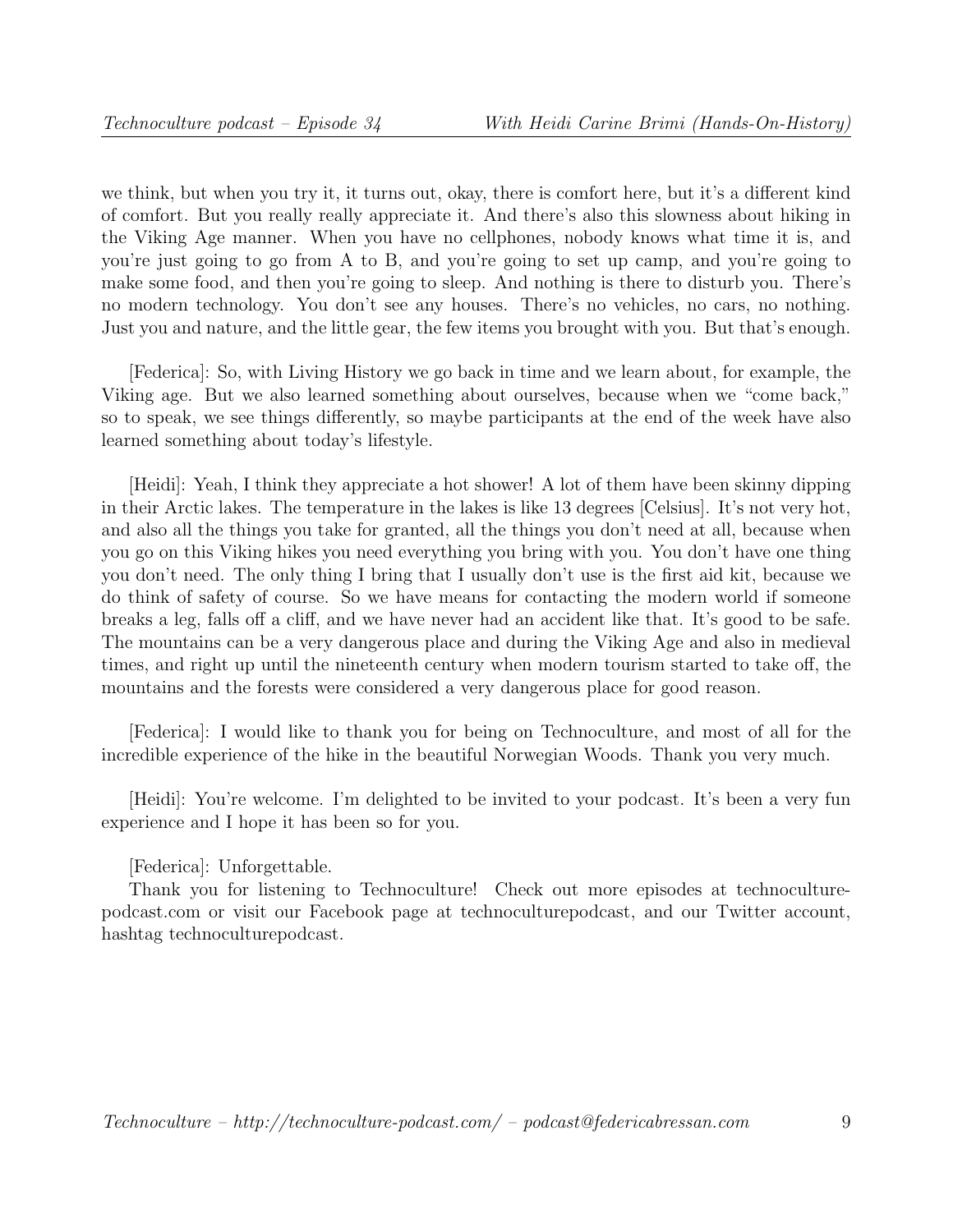we think, but when you try it, it turns out, okay, there is comfort here, but it's a different kind of comfort. But you really really appreciate it. And there's also this slowness about hiking in the Viking Age manner. When you have no cellphones, nobody knows what time it is, and you're just going to go from A to B, and you're going to set up camp, and you're going to make some food, and then you're going to sleep. And nothing is there to disturb you. There's no modern technology. You don't see any houses. There's no vehicles, no cars, no nothing. Just you and nature, and the little gear, the few items you brought with you. But that's enough.

[Federica]: So, with Living History we go back in time and we learn about, for example, the Viking age. But we also learned something about ourselves, because when we "come back," so to speak, we see things differently, so maybe participants at the end of the week have also learned something about today's lifestyle.

[Heidi]: Yeah, I think they appreciate a hot shower! A lot of them have been skinny dipping in their Arctic lakes. The temperature in the lakes is like 13 degrees [Celsius]. It's not very hot, and also all the things you take for granted, all the things you don't need at all, because when you go on this Viking hikes you need everything you bring with you. You don't have one thing you don't need. The only thing I bring that I usually don't use is the first aid kit, because we do think of safety of course. So we have means for contacting the modern world if someone breaks a leg, falls off a cliff, and we have never had an accident like that. It's good to be safe. The mountains can be a very dangerous place and during the Viking Age and also in medieval times, and right up until the nineteenth century when modern tourism started to take off, the mountains and the forests were considered a very dangerous place for good reason.

[Federica]: I would like to thank you for being on Technoculture, and most of all for the incredible experience of the hike in the beautiful Norwegian Woods. Thank you very much.

[Heidi]: You're welcome. I'm delighted to be invited to your podcast. It's been a very fun experience and I hope it has been so for you.

[Federica]: Unforgettable.

Thank you for listening to Technoculture! Check out more episodes at technoculture-podcast.com or visit our Facebook page at technoculturepodcast, and our Twitter account, hashtag technoculturepodcast.